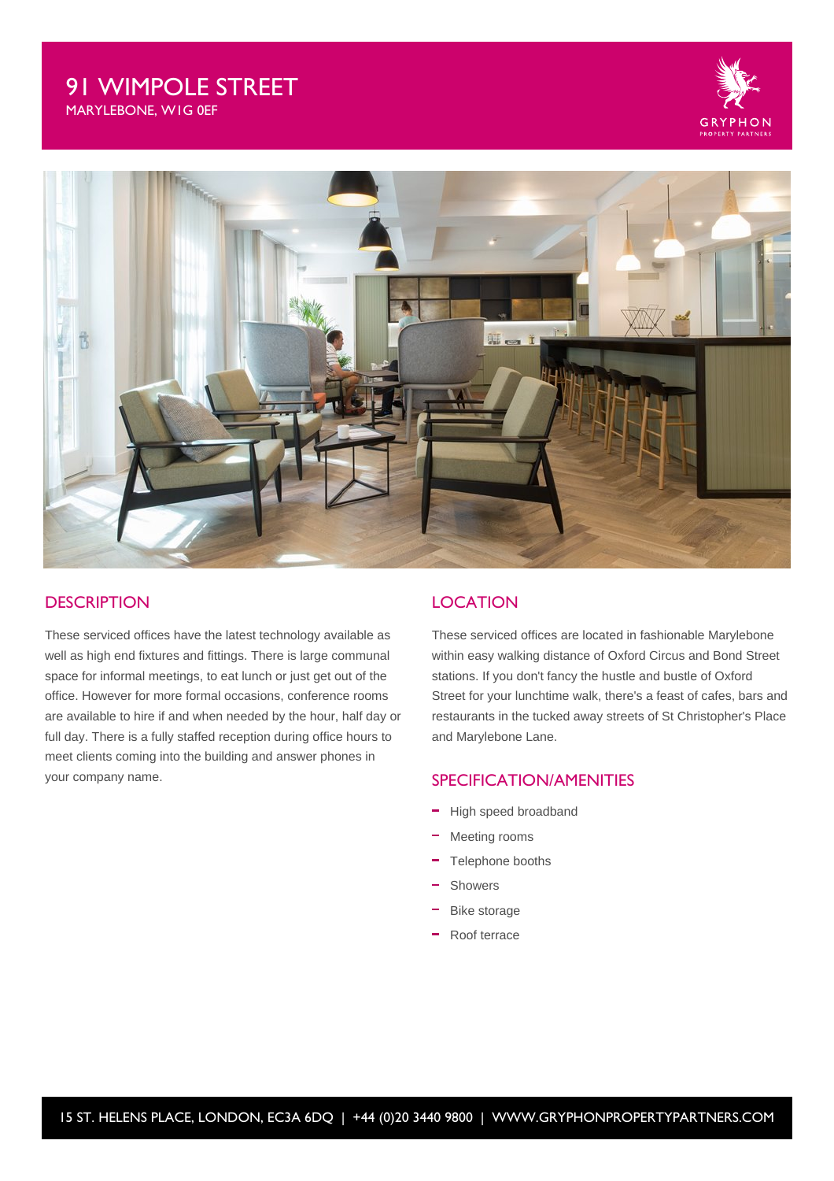# 91 WIMPOLE STREET

MARYLEBONE, W1G 0EF

## DESCRIPTION

These serviced offices have the latest technology available as well as high end fixtures and fittings. There is large communal space for informal meetings, to eat lunch or just get out of the office. However for more formal occasions, conference rooms are available to hire if and when needed by the hour, half day or full day. There is a fully staffed reception during office hours to meet clients coming into the building and answer phones in your company name.

## LOCATION

These serviced offices are located in fashionable Marylebone within easy walking distance of Oxford Circus and Bond Street stations. If you don't fancy the hustle and bustle of Oxford Street for your lunchtime walk, there's a feast of cafes, bars and restaurants in the tucked away streets of St Christopher's Place and Marylebone Lane.

## SPECIFICATION/AMENITIES

- High speed broadband
- Meeting rooms
- Telephone booths
- Showers
- Bike storage
- Roof terrace

15 ST. HELENS PLACE, LONDON, EC3A 6DQ | +44 (0)20 3440 9800 | WWW.GRYPHONPROPERTYPARTNERS.COM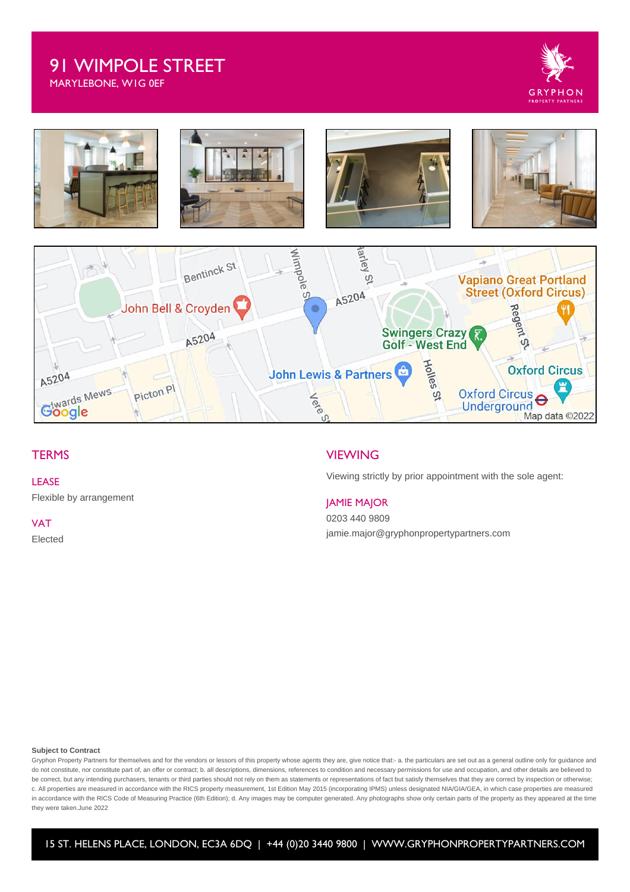# 91 WIMPOLE STREET

MARYLEBONE, W1G 0EF

## TERMS

### LEASE

Flexible by arrangement

### VAT

Elected

## VIEWING

Viewing strictly by prior appointment with the sole agent:

### JAMIE MAJOR

0203 440 9809

jamie.major@gryphonpropertypartners.com

**Subject to Contract**

Gryphon Property Partners for themselves and for the vendors or lessors of this property whose agents they are, give notice that:- a. the particulars are set out as a general outline only for guidance and do not constitute, nor constitute part of, an offer or contract; b. all descriptions, dimensions, references to condition and necessary permissions for use and occupation, and other details are believed to be correct, but any intending purchasers, tenants or third parties should not rely on them as statements or representations of fact but satisfy themselves that they are correct by inspection or otherwise; c. All properties are measured in accordance with the RICS property measurement, 1st Edition May 2015 (incorporating IPMS) unless designated NIA/GIA/GEA, in which case properties are measured in accordance with the RICS Code of Measuring Practice (6th Edition); d. Any images may be computer generated. Any photographs show only certain parts of the property as they appeared at the time they were taken.June 2022

15 ST. HELENS PLACE, LONDON, EC3A 6DQ | +44 (0)20 3440 9800 | WWW.GRYPHONPROPERTYPARTNERS.COM